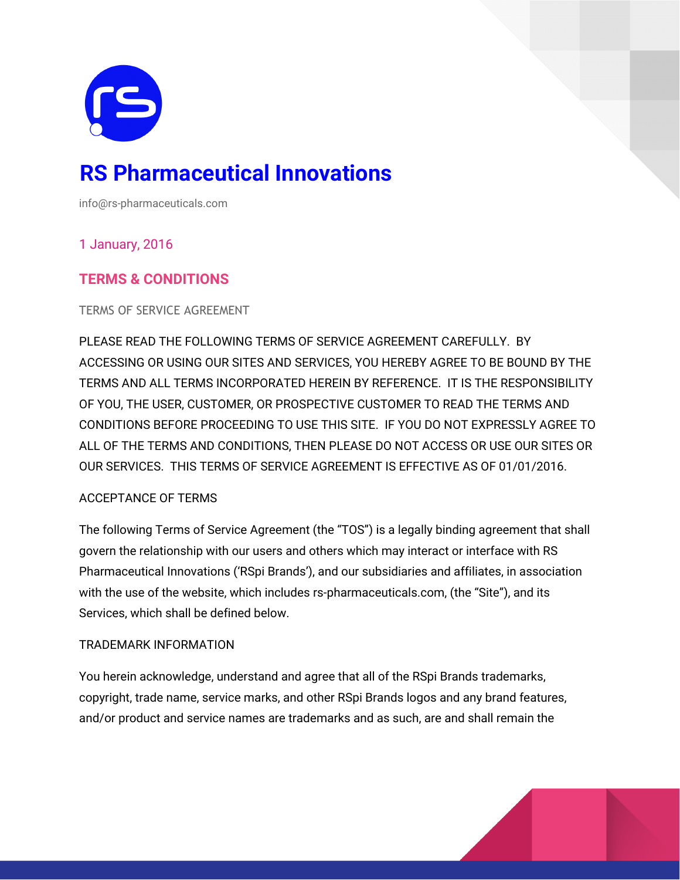# RS Pharmaceutical Innovations

info@rs-pharmaceuticals.com

1 January, 2016

## TERMS & CONDITIONS

TERMS OF SERVICE AGREEMENT

PLEASE READ THE FOLLOWING TERMS OF SERVICE AGREEMENT CAREFULLY. BY ACCESSING OR USING OUR SITES AND SERVICES, YOU HEREBY AGREE TO BE BOUND BY THE TERMS AND ALL TERMS INCORPORATED HEREIN BY REFERENCE. IT IS THE RESPONSIBILITY OF YOU, THE USER, CUSTOMER, OR PROSPECTIVE CUSTOMER TO READ THE TERMS AND CONDITIONS BEFORE PROCEEDING TO USE THIS SITE. IF YOU DO NOT EXPRESSLY AGREE TO ALL OF THE TERMS AND CONDITIONS, THEN PLEASE DO NOT ACCESS OR USE OUR SITES OR OUR SERVICES. THIS TERMS OF SERVICE AGREEMENT IS EFFECTIVE AS OF 01/01/2016.

ACCEPTANCE OF TERMS

The following Terms of Service Agreement (the "TOS") is a legally binding agreement that shall govern the relationship with our users and others which may interact or interface with RS Pharmaceutical Innovations ('RSpi Brands'), and our subsidiaries and affiliates, in association with the use of the website, which includes rs-pharmaceuticals.com, (the "Site"), and its Services, which shall be defined below.

TRADEMARK INFORMATION

You herein acknowledge, understand and agree that all of the RSpi Brands trademarks, copyright, trade name, service marks, and other RSpi Brands logos and any brand features, and/or product and service names are trademarks and as such, are and shall remain the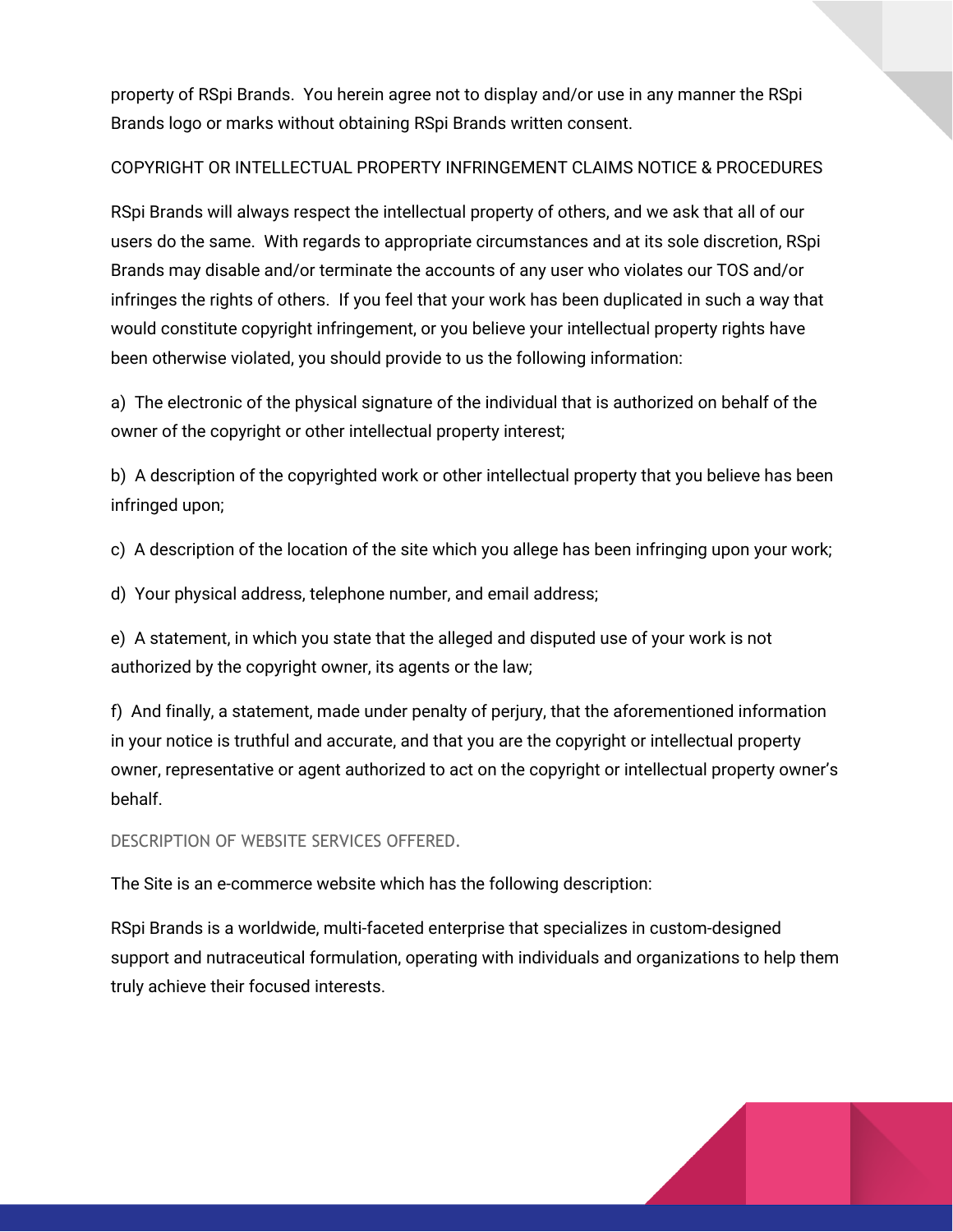property of RSpi Brands. You herein agree not to display and/or use in any manner the RSpi Brands logo or marks without obtaining RSpi Brands written consent.

## COPYRIGHT OR INTELLECTUAL PROPERTY INFRINGEMENT CLAIMS NOTICE & PROCEDURES

RSpi Brands will always respect the intellectual property of others, and we ask that all of our users do the same. With regards to appropriate circumstances and at its sole discretion, RSpi Brands may disable and/or terminate the accounts of any user who violates our TOS and/or infringes the rights of others. If you feel that your work has been duplicated in such a way that would constitute copyright infringement, or you believe your intellectual property rights have been otherwise violated, you should provide to us the following information:

a) The electronic of the physical signature of the individual that is authorized on behalf of the owner of the copyright or other intellectual property interest;

b) A description of the copyrighted work or other intellectual property that you believe has been infringed upon;

c) A description of the location of the site which you allege has been infringing upon your work;

d) Your physical address, telephone number, and email address;

e) A statement, in which you state that the alleged and disputed use of your work is not authorized by the copyright owner, its agents or the law;

f) And finally, a statement, made under penalty of perjury, that the aforementioned information in your notice is truthful and accurate, and that you are the copyright or intellectual property owner, representative or agent authorized to act on the copyright or intellectual property owner's behalf.

## DESCRIPTION OF WEBSITE SERVICES OFFERED.

The Site is an e-commerce website which has the following description:

RSpi Brands is a worldwide, multi-faceted enterprise that specializes in custom-designed support and nutraceutical formulation, operating with individuals and organizations to help them truly achieve their focused interests.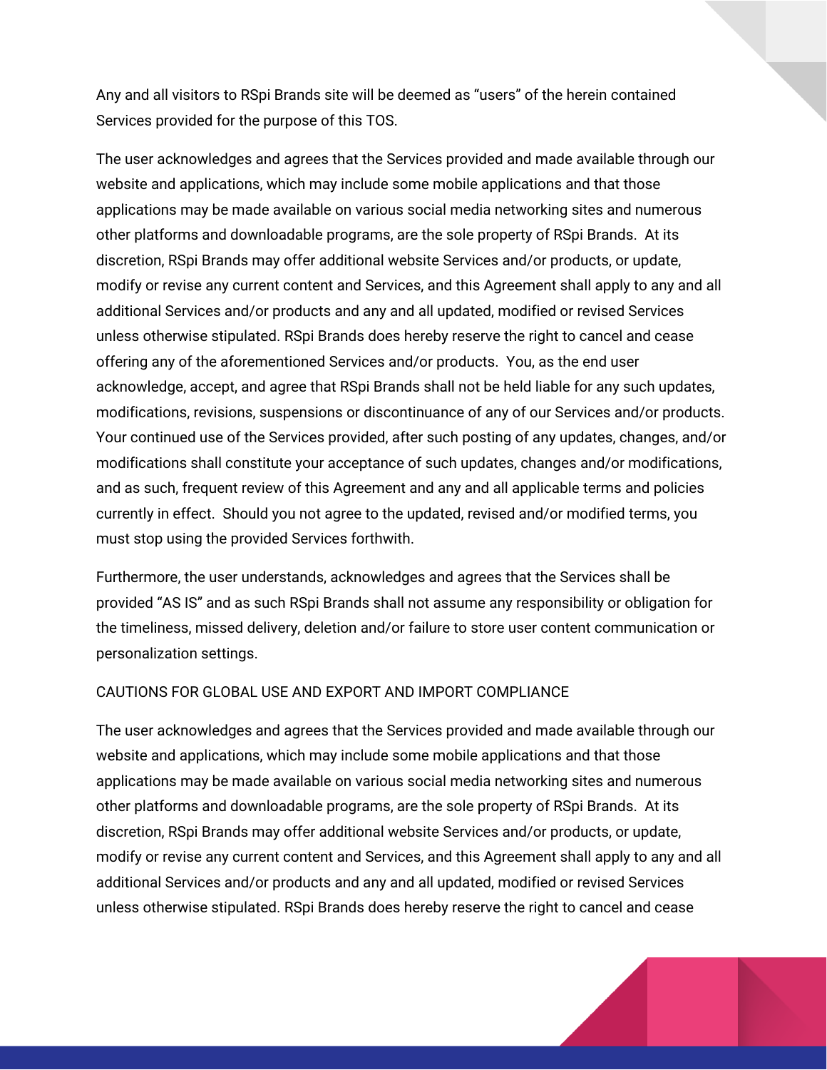Any and all visitors to RSpi Brands site will be deemed as "users" of the herein contained Services provided for the purpose of this TOS.

The user acknowledges and agrees that the Services provided and made available through our website and applications, which may include some mobile applications and that those applications may be made available on various social media networking sites and numerous other platforms and downloadable programs, are the sole property of RSpi Brands. At its discretion, RSpi Brands may offer additional website Services and/or products, or update, modify or revise any current content and Services, and this Agreement shall apply to any and all additional Services and/or products and any and all updated, modified or revised Services unless otherwise stipulated. RSpi Brands does hereby reserve the right to cancel and cease offering any of the aforementioned Services and/or products. You, as the end user acknowledge, accept, and agree that RSpi Brands shall not be held liable for any such updates, modifications, revisions, suspensions or discontinuance of any of our Services and/or products. Your continued use of the Services provided, after such posting of any updates, changes, and/or modifications shall constitute your acceptance of such updates, changes and/or modifications, and as such, frequent review of this Agreement and any and all applicable terms and policies currently in effect. Should you not agree to the updated, revised and/or modified terms, you must stop using the provided Services forthwith.

Furthermore, the user understands, acknowledges and agrees that the Services shall be provided "AS IS" and as such RSpi Brands shall not assume any responsibility or obligation for the timeliness, missed delivery, deletion and/or failure to store user content communication or personalization settings.

CAUTIONS FOR GLOBAL USE AND EXPORT AND IMPORT COMPLIANCE

The user acknowledges and agrees that the Services provided and made available through our website and applications, which may include some mobile applications and that those applications may be made available on various social media networking sites and numerous other platforms and downloadable programs, are the sole property of RSpi Brands. At its discretion, RSpi Brands may offer additional website Services and/or products, or update, modify or revise any current content and Services, and this Agreement shall apply to any and all additional Services and/or products and any and all updated, modified or revised Services unless otherwise stipulated. RSpi Brands does hereby reserve the right to cancel and cease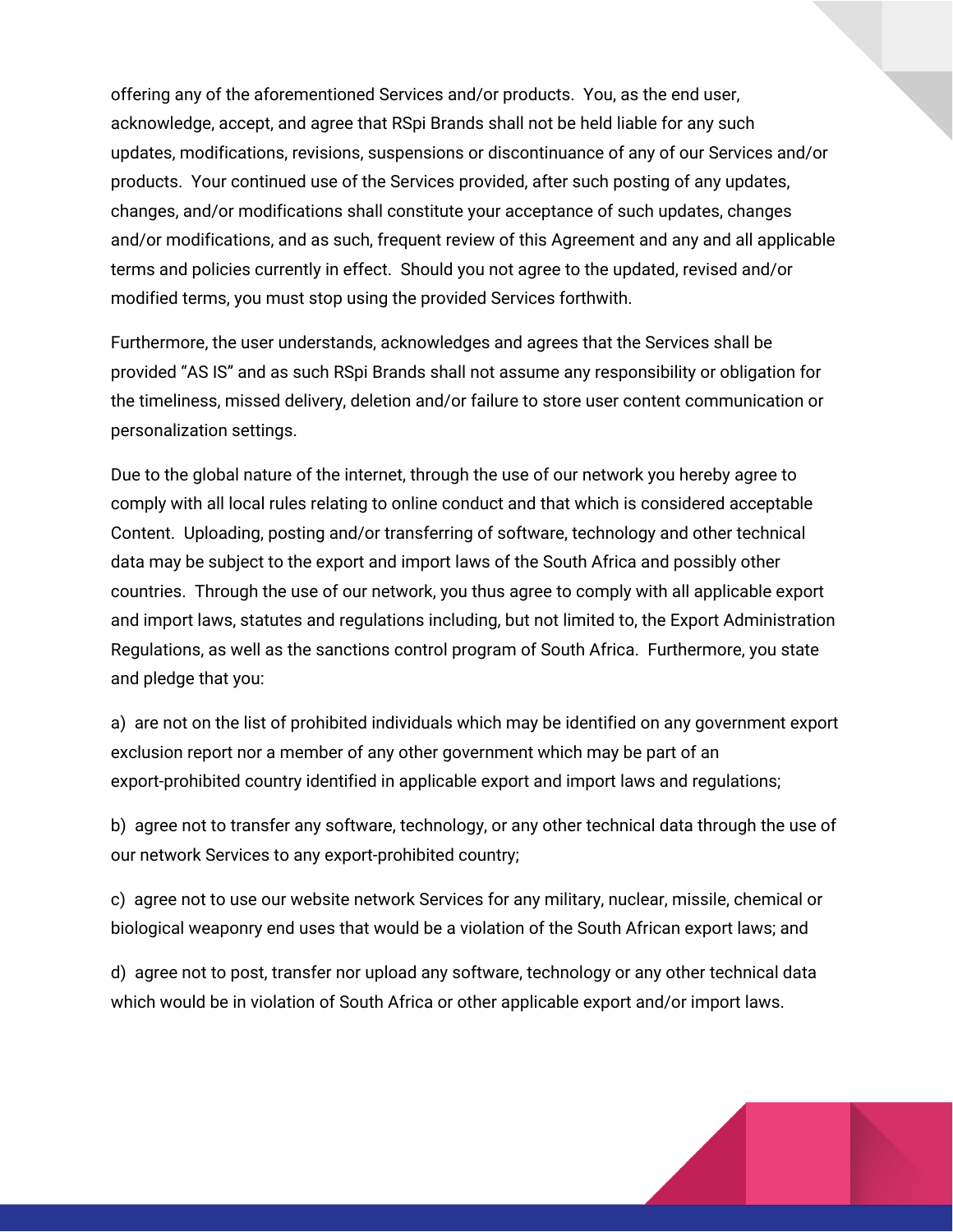offering any of the aforementioned Services and/or products. You, as the end user, acknowledge, accept, and agree that RSpi Brands shall not be held liable for any such updates, modifications, revisions, suspensions or discontinuance of any of our Services and/or products. Your continued use of the Services provided, after such posting of any updates, changes, and/or modifications shall constitute your acceptance of such updates, changes and/or modifications, and as such, frequent review of this Agreement and any and all applicable terms and policies currently in effect. Should you not agree to the updated, revised and/or modified terms, you must stop using the provided Services forthwith.

Furthermore, the user understands, acknowledges and agrees that the Services shall be provided "AS IS" and as such RSpi Brands shall not assume any responsibility or obligation for the timeliness, missed delivery, deletion and/or failure to store user content communication or personalization settings.

Due to the global nature of the internet, through the use of our network you hereby agree to comply with all local rules relating to online conduct and that which is considered acceptable Content. Uploading, posting and/or transferring of software, technology and other technical data may be subject to the export and import laws of the South Africa and possibly other countries. Through the use of our network, you thus agree to comply with all applicable export and import laws, statutes and regulations including, but not limited to, the Export Administration Regulations, as well as the sanctions control program of South Africa. Furthermore, you state and pledge that you:

a) are not on the list of prohibited individuals which may be identified on any government export exclusion report nor a member of any other government which may be part of an export-prohibited country identified in applicable export and import laws and regulations;

b) agree not to transfer any software, technology, or any other technical data through the use of our network Services to any export-prohibited country;

c) agree not to use our website network Services for any military, nuclear, missile, chemical or biological weaponry end uses that would be a violation of the South African export laws; and

d) agree not to post, transfer nor upload any software, technology or any other technical data which would be in violation of South Africa or other applicable export and/or import laws.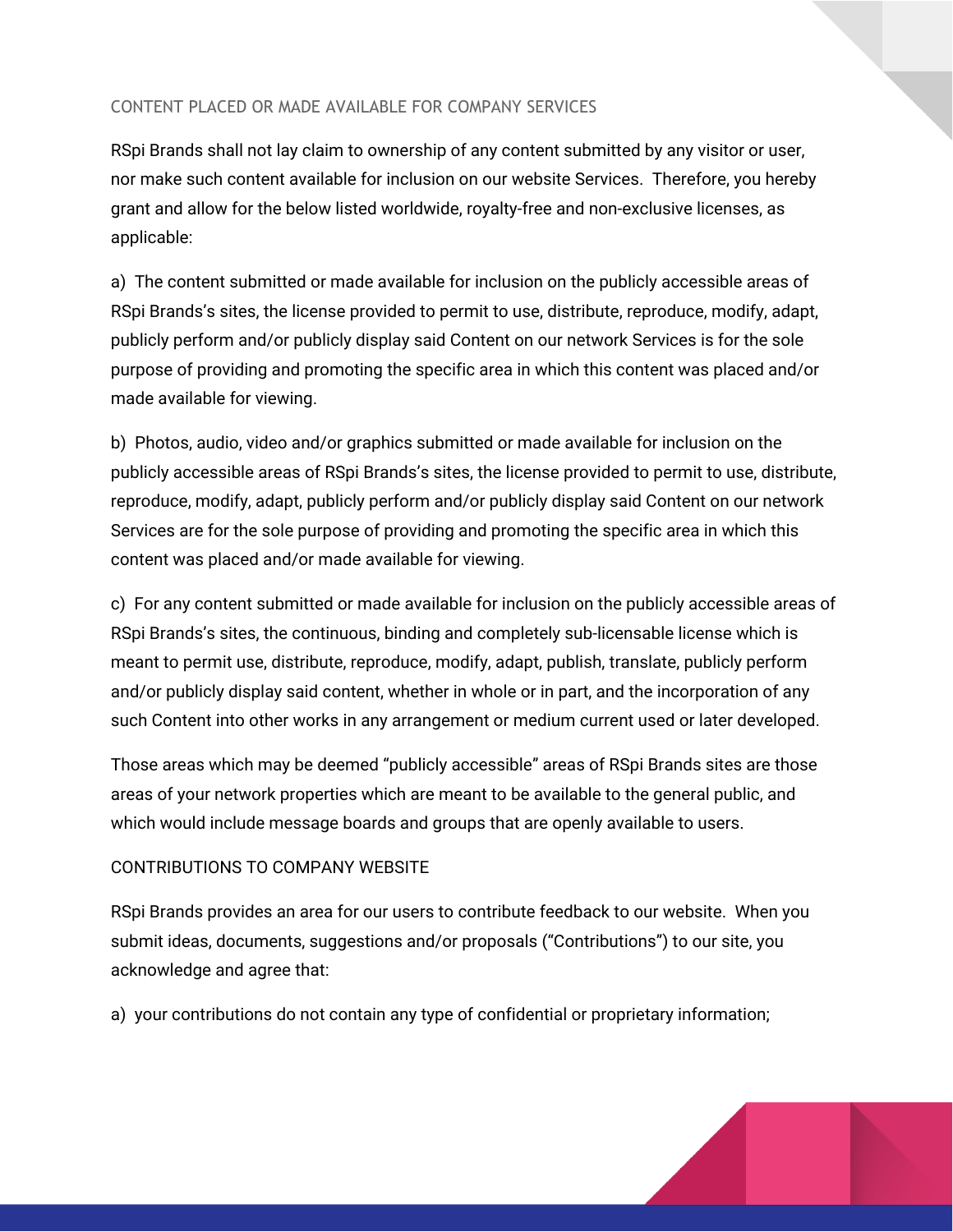## CONTENT PLACED OR MADE AVAILABLE FOR COMPANY SERVICES

RSpi Brands shall not lay claim to ownership of any content submitted by any visitor or user, nor make such content available for inclusion on our website Services. Therefore, you hereby grant and allow for the below listed worldwide, royalty-free and non-exclusive licenses, as applicable:

a) The content submitted or made available for inclusion on the publicly accessible areas of RSpi Brands's sites, the license provided to permit to use, distribute, reproduce, modify, adapt, publicly perform and/or publicly display said Content on our network Services is for the sole purpose of providing and promoting the specific area in which this content was placed and/or made available for viewing.

b) Photos, audio, video and/or graphics submitted or made available for inclusion on the publicly accessible areas of RSpi Brands's sites, the license provided to permit to use, distribute, reproduce, modify, adapt, publicly perform and/or publicly display said Content on our network Services are for the sole purpose of providing and promoting the specific area in which this content was placed and/or made available for viewing.

c) For any content submitted or made available for inclusion on the publicly accessible areas of RSpi Brands's sites, the continuous, binding and completely sub-licensable license which is meant to permit use, distribute, reproduce, modify, adapt, publish, translate, publicly perform and/or publicly display said content, whether in whole or in part, and the incorporation of any such Content into other works in any arrangement or medium current used or later developed.

Those areas which may be deemed "publicly accessible" areas of RSpi Brands sites are those areas of your network properties which are meant to be available to the general public, and which would include message boards and groups that are openly available to users.

## CONTRIBUTIONS TO COMPANY WEBSITE

RSpi Brands provides an area for our users to contribute feedback to our website. When you submit ideas, documents, suggestions and/or proposals ("Contributions") to our site, you acknowledge and agree that:

a) your contributions do not contain any type of confidential or proprietary information;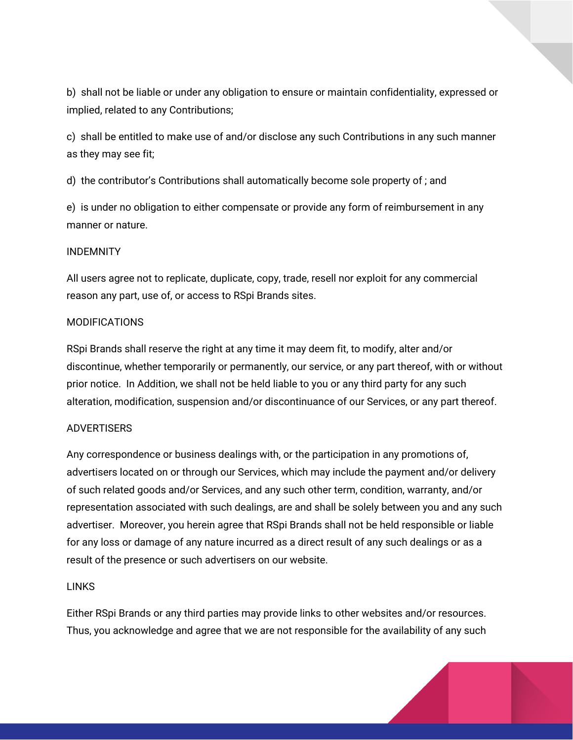b) shall not be liable or under any obligation to ensure or maintain confidentiality, expressed or implied, related to any Contributions;

c) shall be entitled to make use of and/or disclose any such Contributions in any such manner as they may see fit;

d) the contributor's Contributions shall automatically become sole property of ; and

e) is under no obligation to either compensate or provide any form of reimbursement in any manner or nature.

## INDEMNITY

All users agree not to replicate, duplicate, copy, trade, resell nor exploit for any commercial reason any part, use of, or access to RSpi Brands sites.

## MODIFICATIONS

RSpi Brands shall reserve the right at any time it may deem fit, to modify, alter and/or discontinue, whether temporarily or permanently, our service, or any part thereof, with or without prior notice. In Addition, we shall not be held liable to you or any third party for any such alteration, modification, suspension and/or discontinuance of our Services, or any part thereof.

## ADVERTISERS

Any correspondence or business dealings with, or the participation in any promotions of, advertisers located on or through our Services, which may include the payment and/or delivery of such related goods and/or Services, and any such other term, condition, warranty, and/or representation associated with such dealings, are and shall be solely between you and any such advertiser. Moreover, you herein agree that RSpi Brands shall not be held responsible or liable for any loss or damage of any nature incurred as a direct result of any such dealings or as a result of the presence or such advertisers on our website.

## LINKS

Either RSpi Brands or any third parties may provide links to other websites and/or resources. Thus, you acknowledge and agree that we are not responsible for the availability of any such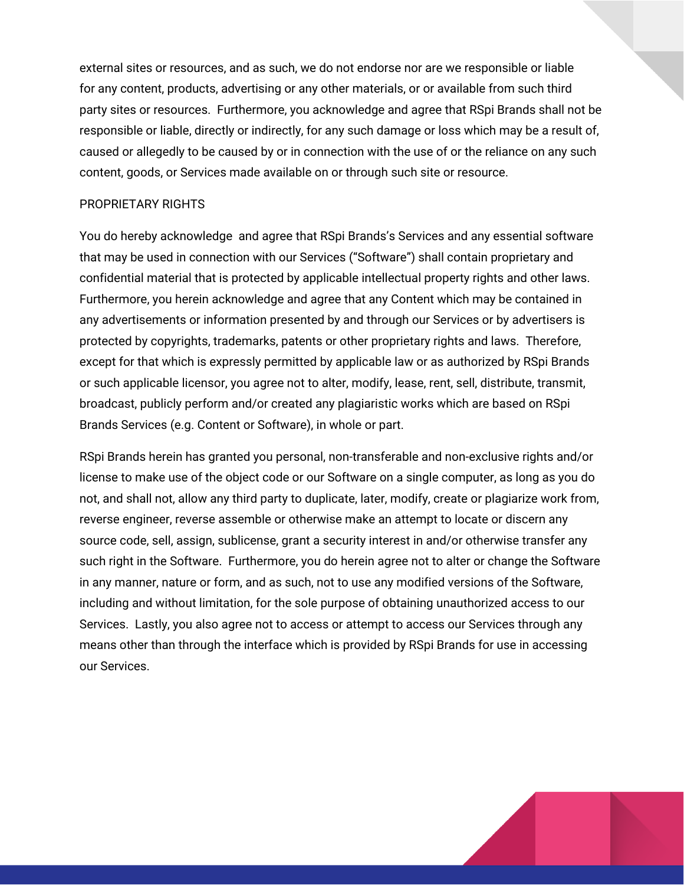external sites or resources, and as such, we do not endorse nor are we responsible or liable for any content, products, advertising or any other materials, or or available from such third party sites or resources. Furthermore, you acknowledge and agree that RSpi Brands shall not be responsible or liable, directly or indirectly, for any such damage or loss which may be a result of, caused or allegedly to be caused by or in connection with the use of or the reliance on any such content, goods, or Services made available on or through such site or resource.

## PROPRIETARY RIGHTS

You do hereby acknowledge and agree that RSpi Brands's Services and any essential software that may be used in connection with our Services ("Software") shall contain proprietary and confidential material that is protected by applicable intellectual property rights and other laws. Furthermore, you herein acknowledge and agree that any Content which may be contained in any advertisements or information presented by and through our Services or by advertisers is protected by copyrights, trademarks, patents or other proprietary rights and laws. Therefore, except for that which is expressly permitted by applicable law or as authorized by RSpi Brands or such applicable licensor, you agree not to alter, modify, lease, rent, sell, distribute, transmit, broadcast, publicly perform and/or created any plagiaristic works which are based on RSpi Brands Services (e.g. Content or Software), in whole or part.

RSpi Brands herein has granted you personal, non-transferable and non-exclusive rights and/or license to make use of the object code or our Software on a single computer, as long as you do not, and shall not, allow any third party to duplicate, later, modify, create or plagiarize work from, reverse engineer, reverse assemble or otherwise make an attempt to locate or discern any source code, sell, assign, sublicense, grant a security interest in and/or otherwise transfer any such right in the Software. Furthermore, you do herein agree not to alter or change the Software in any manner, nature or form, and as such, not to use any modified versions of the Software, including and without limitation, for the sole purpose of obtaining unauthorized access to our Services. Lastly, you also agree not to access or attempt to access our Services through any means other than through the interface which is provided by RSpi Brands for use in accessing our Services.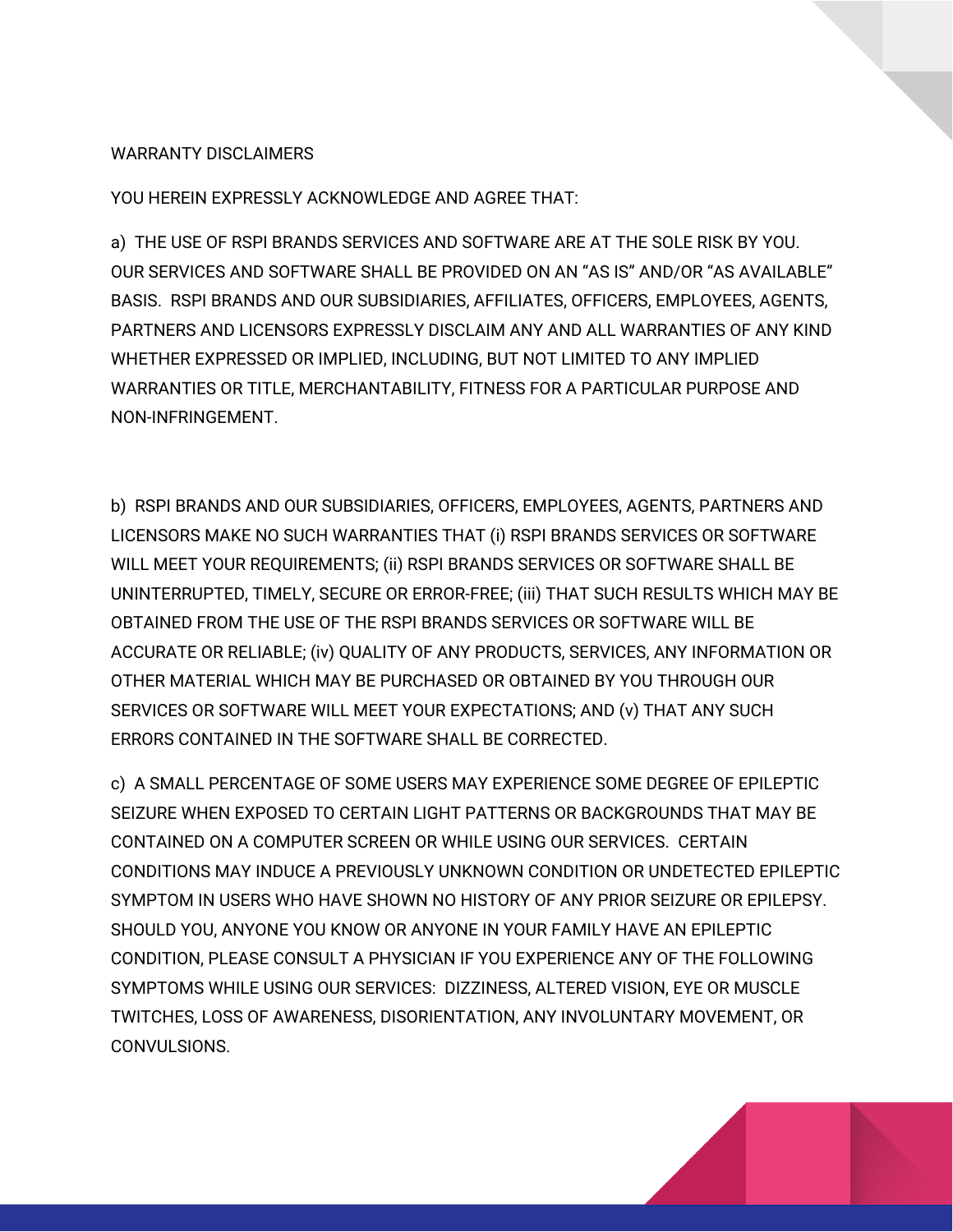## WARRANTY DISCLAIMERS

YOU HEREIN EXPRESSLY ACKNOWLEDGE AND AGREE THAT:

a) THE USE OF RSPI BRANDS SERVICES AND SOFTWARE ARE AT THE SOLE RISK BY YOU. OUR SERVICES AND SOFTWARE SHALL BE PROVIDED ON AN "AS IS" AND/OR "AS AVAILABLE" BASIS. RSPI BRANDS AND OUR SUBSIDIARIES, AFFILIATES, OFFICERS, EMPLOYEES, AGENTS, PARTNERS AND LICENSORS EXPRESSLY DISCLAIM ANY AND ALL WARRANTIES OF ANY KIND WHETHER EXPRESSED OR IMPLIED, INCLUDING, BUT NOT LIMITED TO ANY IMPLIED WARRANTIES OR TITLE, MERCHANTABILITY, FITNESS FOR A PARTICULAR PURPOSE AND NON-INFRINGEMENT.

b) RSPI BRANDS AND OUR SUBSIDIARIES, OFFICERS, EMPLOYEES, AGENTS, PARTNERS AND LICENSORS MAKE NO SUCH WARRANTIES THAT (i) RSPI BRANDS SERVICES OR SOFTWARE WILL MEET YOUR REQUIREMENTS; (ii) RSPI BRANDS SERVICES OR SOFTWARE SHALL BE UNINTERRUPTED, TIMELY, SECURE OR ERROR-FREE; (iii) THAT SUCH RESULTS WHICH MAY BE OBTAINED FROM THE USE OF THE RSPI BRANDS SERVICES OR SOFTWARE WILL BE ACCURATE OR RELIABLE; (iv) QUALITY OF ANY PRODUCTS, SERVICES, ANY INFORMATION OR OTHER MATERIAL WHICH MAY BE PURCHASED OR OBTAINED BY YOU THROUGH OUR SERVICES OR SOFTWARE WILL MEET YOUR EXPECTATIONS; AND (v) THAT ANY SUCH ERRORS CONTAINED IN THE SOFTWARE SHALL BE CORRECTED.

c) A SMALL PERCENTAGE OF SOME USERS MAY EXPERIENCE SOME DEGREE OF EPILEPTIC SEIZURE WHEN EXPOSED TO CERTAIN LIGHT PATTERNS OR BACKGROUNDS THAT MAY BE CONTAINED ON A COMPUTER SCREEN OR WHILE USING OUR SERVICES. CERTAIN CONDITIONS MAY INDUCE A PREVIOUSLY UNKNOWN CONDITION OR UNDETECTED EPILEPTIC SYMPTOM IN USERS WHO HAVE SHOWN NO HISTORY OF ANY PRIOR SEIZURE OR EPILEPSY. SHOULD YOU, ANYONE YOU KNOW OR ANYONE IN YOUR FAMILY HAVE AN EPILEPTIC CONDITION, PLEASE CONSULT A PHYSICIAN IF YOU EXPERIENCE ANY OF THE FOLLOWING SYMPTOMS WHILE USING OUR SERVICES: DIZZINESS, ALTERED VISION, EYE OR MUSCLE TWITCHES, LOSS OF AWARENESS, DISORIENTATION, ANY INVOLUNTARY MOVEMENT, OR CONVULSIONS.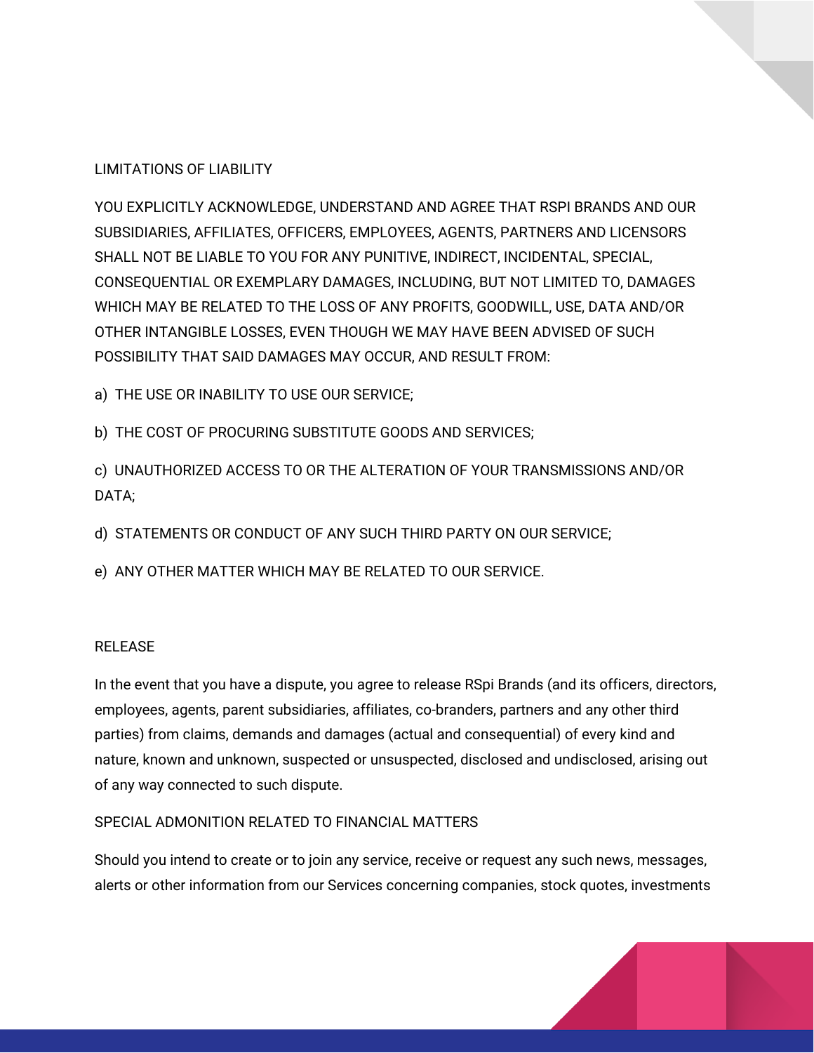## LIMITATIONS OF LIABILITY

YOU EXPLICITLY ACKNOWLEDGE, UNDERSTAND AND AGREE THAT RSPI BRANDS AND OUR SUBSIDIARIES, AFFILIATES, OFFICERS, EMPLOYEES, AGENTS, PARTNERS AND LICENSORS SHALL NOT BE LIABLE TO YOU FOR ANY PUNITIVE, INDIRECT, INCIDENTAL, SPECIAL, CONSEQUENTIAL OR EXEMPLARY DAMAGES, INCLUDING, BUT NOT LIMITED TO, DAMAGES WHICH MAY BE RELATED TO THE LOSS OF ANY PROFITS, GOODWILL, USE, DATA AND/OR OTHER INTANGIBLE LOSSES, EVEN THOUGH WE MAY HAVE BEEN ADVISED OF SUCH POSSIBILITY THAT SAID DAMAGES MAY OCCUR, AND RESULT FROM:

a) THE USE OR INABILITY TO USE OUR SERVICE;

b) THE COST OF PROCURING SUBSTITUTE GOODS AND SERVICES;

c) UNAUTHORIZED ACCESS TO OR THE ALTERATION OF YOUR TRANSMISSIONS AND/OR DATA;

d) STATEMENTS OR CONDUCT OF ANY SUCH THIRD PARTY ON OUR SERVICE;

e) ANY OTHER MATTER WHICH MAY BE RELATED TO OUR SERVICE.

## RELEASE

In the event that you have a dispute, you agree to release RSpi Brands (and its officers, directors, employees, agents, parent subsidiaries, affiliates, co-branders, partners and any other third parties) from claims, demands and damages (actual and consequential) of every kind and nature, known and unknown, suspected or unsuspected, disclosed and undisclosed, arising out of any way connected to such dispute.

## SPECIAL ADMONITION RELATED TO FINANCIAL MATTERS

Should you intend to create or to join any service, receive or request any such news, messages, alerts or other information from our Services concerning companies, stock quotes, investments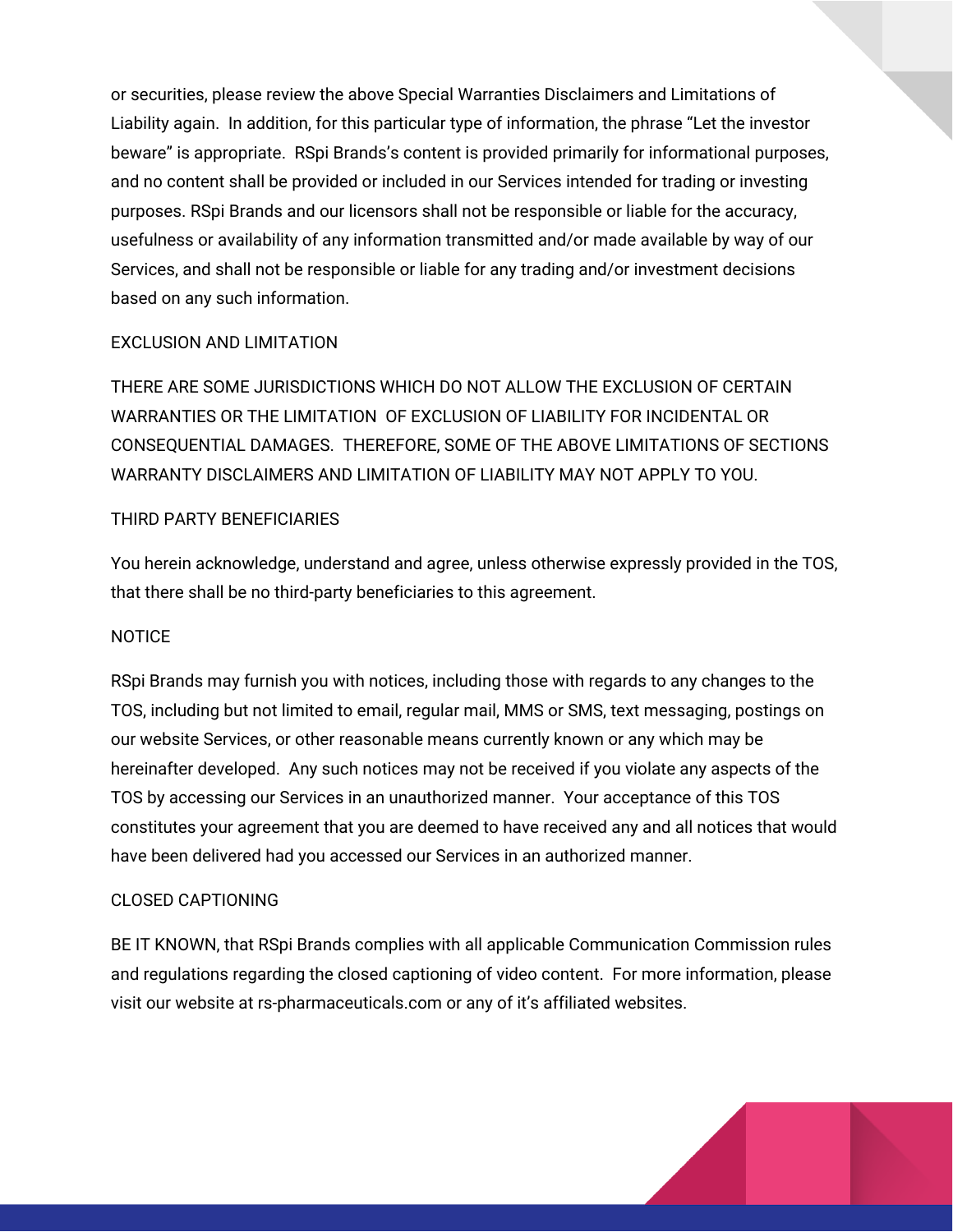or securities, please review the above Special Warranties Disclaimers and Limitations of Liability again. In addition, for this particular type of information, the phrase "Let the investor beware" is appropriate. RSpi Brands's content is provided primarily for informational purposes, and no content shall be provided or included in our Services intended for trading or investing purposes. RSpi Brands and our licensors shall not be responsible or liable for the accuracy, usefulness or availability of any information transmitted and/or made available by way of our Services, and shall not be responsible or liable for any trading and/or investment decisions based on any such information.

## EXCLUSION AND LIMITATION

THERE ARE SOME JURISDICTIONS WHICH DO NOT ALLOW THE EXCLUSION OF CERTAIN WARRANTIES OR THE LIMITATION OF EXCLUSION OF LIABILITY FOR INCIDENTAL OR CONSEQUENTIAL DAMAGES. THEREFORE, SOME OF THE ABOVE LIMITATIONS OF SECTIONS WARRANTY DISCLAIMERS AND LIMITATION OF LIABILITY MAY NOT APPLY TO YOU.

## THIRD PARTY BENEFICIARIES

You herein acknowledge, understand and agree, unless otherwise expressly provided in the TOS, that there shall be no third-party beneficiaries to this agreement.

## NOTICE

RSpi Brands may furnish you with notices, including those with regards to any changes to the TOS, including but not limited to email, regular mail, MMS or SMS, text messaging, postings on our website Services, or other reasonable means currently known or any which may be hereinafter developed. Any such notices may not be received if you violate any aspects of the TOS by accessing our Services in an unauthorized manner. Your acceptance of this TOS constitutes your agreement that you are deemed to have received any and all notices that would have been delivered had you accessed our Services in an authorized manner.

## CLOSED CAPTIONING

BE IT KNOWN, that RSpi Brands complies with all applicable Communication Commission rules and regulations regarding the closed captioning of video content. For more information, please visit our website at rs-pharmaceuticals.com or any of it's affiliated websites.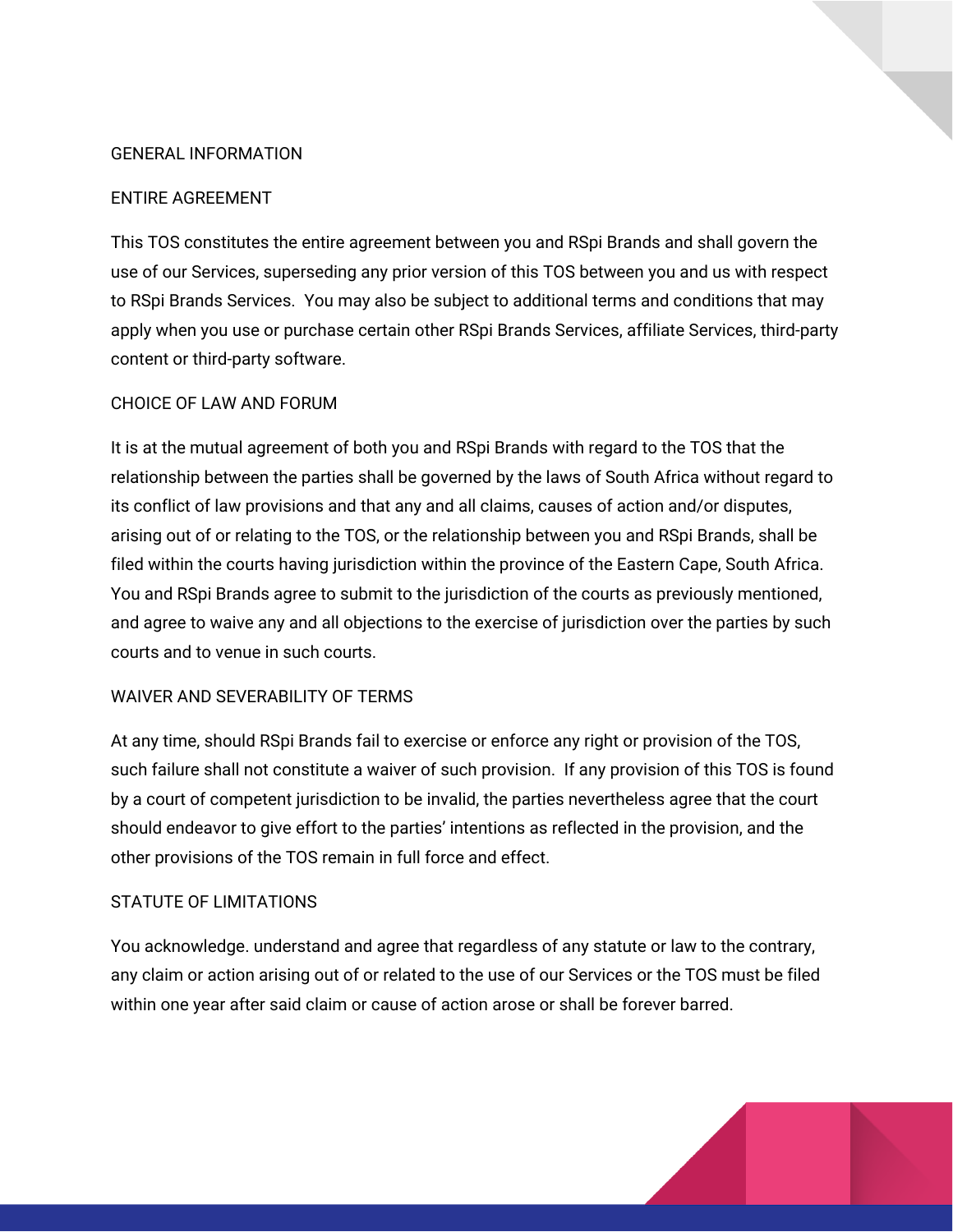## GENERAL INFORMATION

### ENTIRE AGREEMENT

This TOS constitutes the entire agreement between you and RSpi Brands and shall govern the use of our Services, superseding any prior version of this TOS between you and us with respect to RSpi Brands Services. You may also be subject to additional terms and conditions that may apply when you use or purchase certain other RSpi Brands Services, affiliate Services, third-party content or third-party software.

### CHOICE OF LAW AND FORUM

It is at the mutual agreement of both you and RSpi Brands with regard to the TOS that the relationship between the parties shall be governed by the laws of South Africa without regard to its conflict of law provisions and that any and all claims, causes of action and/or disputes, arising out of or relating to the TOS, or the relationship between you and RSpi Brands, shall be filed within the courts having jurisdiction within the province of the Eastern Cape, South Africa. You and RSpi Brands agree to submit to the jurisdiction of the courts as previously mentioned, and agree to waive any and all objections to the exercise of jurisdiction over the parties by such courts and to venue in such courts.

### WAIVER AND SEVERABILITY OF TERMS

At any time, should RSpi Brands fail to exercise or enforce any right or provision of the TOS, such failure shall not constitute a waiver of such provision. If any provision of this TOS is found by a court of competent jurisdiction to be invalid, the parties nevertheless agree that the court should endeavor to give effort to the parties' intentions as reflected in the provision, and the other provisions of the TOS remain in full force and effect.

### STATUTE OF LIMITATIONS

You acknowledge. understand and agree that regardless of any statute or law to the contrary, any claim or action arising out of or related to the use of our Services or the TOS must be filed within one year after said claim or cause of action arose or shall be forever barred.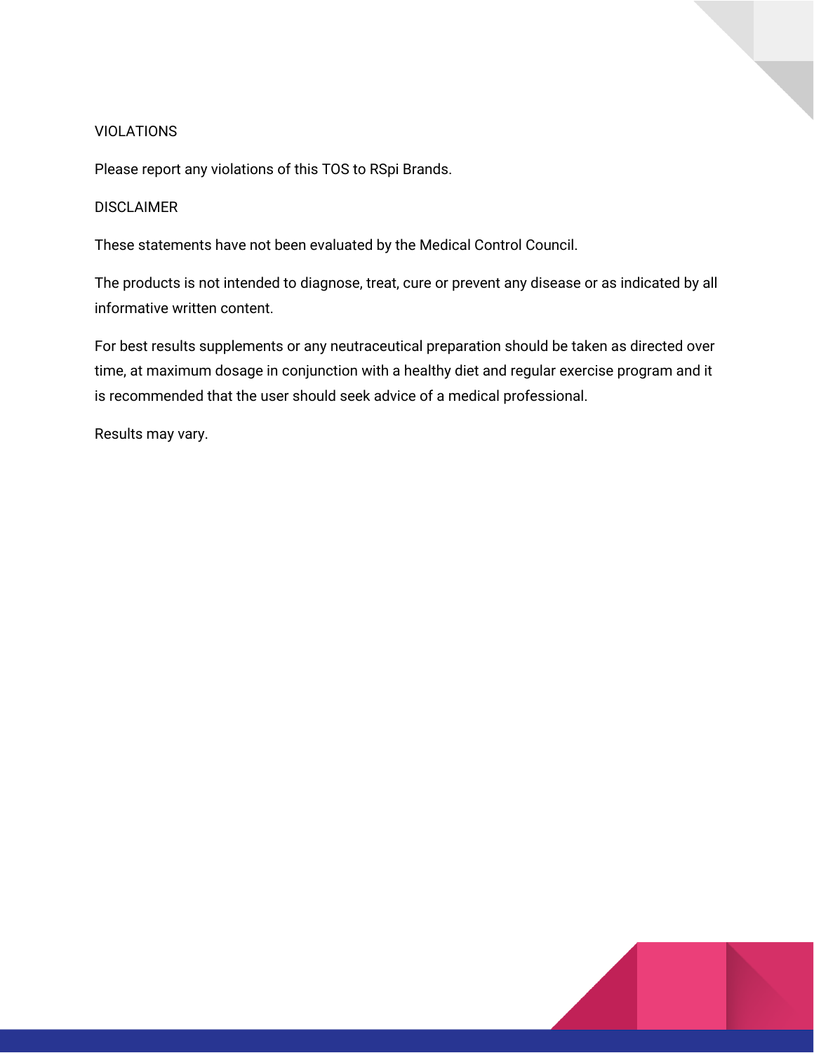## VIOLATIONS

Please report any violations of this TOS to RSpi Brands.

## DISCLAIMER

These statements have not been evaluated by the Medical Control Council.

The products is not intended to diagnose, treat, cure or prevent any disease or as indicated by all informative written content.

For best results supplements or any neutraceutical preparation should be taken as directed over time, at maximum dosage in conjunction with a healthy diet and regular exercise program and it is recommended that the user should seek advice of a medical professional.

Results may vary.